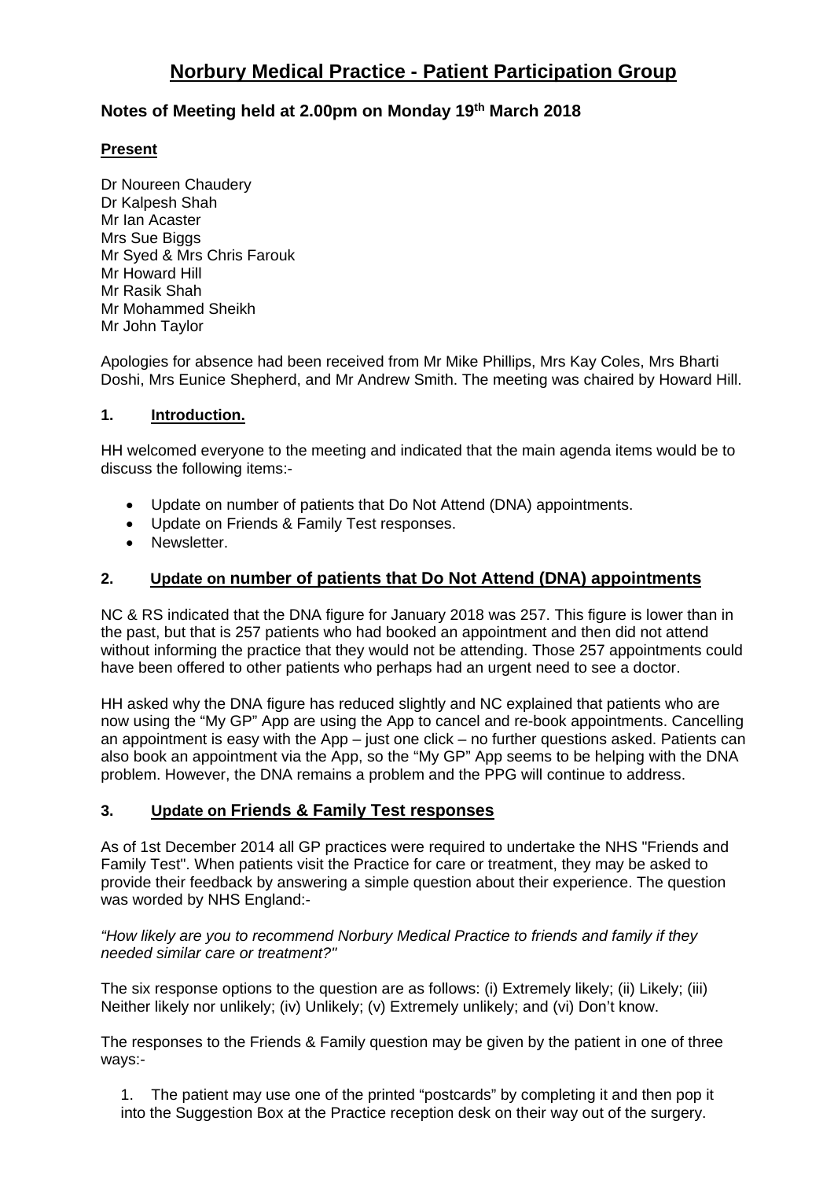# Norbury Medical Practice - Patient Participation Group

## Notes of Meeting held at 2.00pm on Monday 19th March 2018

**Present**

Dr Noureen Chaudery
Dr Kalpesh Shah
Mr Ian Acaster
Mrs Sue Biggs
Mr Syed & Mrs Chris Farouk
Mr Howard Hill
Mr Rasik Shah
Mr Mohammed Sheikh
Mr John Taylor

Apologies for absence had been received from Mr Mike Phillips, Mrs Kay Coles, Mrs Bharti Doshi, Mrs Eunice Shepherd, and Mr Andrew Smith. The meeting was chaired by Howard Hill.

### 1. Introduction.

HH welcomed everyone to the meeting and indicated that the main agenda items would be to discuss the following items:-

- Update on number of patients that Do Not Attend (DNA) appointments.
- Update on Friends & Family Test responses.
- Newsletter.

### 2. Update on number of patients that Do Not Attend (DNA) appointments

NC & RS indicated that the DNA figure for January 2018 was 257. This figure is lower than in the past, but that is 257 patients who had booked an appointment and then did not attend without informing the practice that they would not be attending. Those 257 appointments could have been offered to other patients who perhaps had an urgent need to see a doctor.

HH asked why the DNA figure has reduced slightly and NC explained that patients who are now using the "My GP" App are using the App to cancel and re-book appointments. Cancelling an appointment is easy with the App – just one click – no further questions asked. Patients can also book an appointment via the App, so the "My GP" App seems to be helping with the DNA problem. However, the DNA remains a problem and the PPG will continue to address.

### 3. Update on Friends & Family Test responses

As of 1st December 2014 all GP practices were required to undertake the NHS "Friends and Family Test". When patients visit the Practice for care or treatment, they may be asked to provide their feedback by answering a simple question about their experience. The question was worded by NHS England:-

*"How likely are you to recommend Norbury Medical Practice to friends and family if they needed similar care or treatment?"*

The six response options to the question are as follows: (i) Extremely likely; (ii) Likely; (iii) Neither likely nor unlikely; (iv) Unlikely; (v) Extremely unlikely; and (vi) Don't know.

The responses to the Friends & Family question may be given by the patient in one of three ways:-

1. The patient may use one of the printed "postcards" by completing it and then pop it into the Suggestion Box at the Practice reception desk on their way out of the surgery.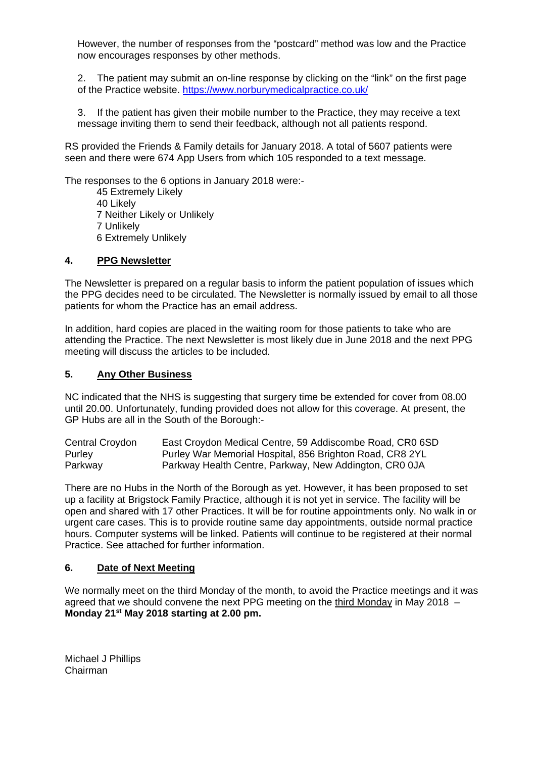However, the number of responses from the "postcard" method was low and the Practice now encourages responses by other methods.

2. The patient may submit an on-line response by clicking on the "link" on the first page of the Practice website. https://www.norburymedicalpractice.co.uk/

3. If the patient has given their mobile number to the Practice, they may receive a text message inviting them to send their feedback, although not all patients respond.

RS provided the Friends & Family details for January 2018. A total of 5607 patients were seen and there were 674 App Users from which 105 responded to a text message.

The responses to the 6 options in January 2018 were:-

45 Extremely Likely
40 Likely
7 Neither Likely or Unlikely
7 Unlikely
6 Extremely Unlikely

### 4. PPG Newsletter

The Newsletter is prepared on a regular basis to inform the patient population of issues which the PPG decides need to be circulated. The Newsletter is normally issued by email to all those patients for whom the Practice has an email address.

In addition, hard copies are placed in the waiting room for those patients to take who are attending the Practice. The next Newsletter is most likely due in June 2018 and the next PPG meeting will discuss the articles to be included.

### 5. Any Other Business

NC indicated that the NHS is suggesting that surgery time be extended for cover from 08.00 until 20.00. Unfortunately, funding provided does not allow for this coverage. At present, the GP Hubs are all in the South of the Borough:-

| | |
|---|---|
| Central Croydon | East Croydon Medical Centre, 59 Addiscombe Road, CR0 6SD |
| Purley | Purley War Memorial Hospital, 856 Brighton Road, CR8 2YL |
| Parkway | Parkway Health Centre, Parkway, New Addington, CR0 0JA |

There are no Hubs in the North of the Borough as yet. However, it has been proposed to set up a facility at Brigstock Family Practice, although it is not yet in service. The facility will be open and shared with 17 other Practices. It will be for routine appointments only. No walk in or urgent care cases. This is to provide routine same day appointments, outside normal practice hours. Computer systems will be linked. Patients will continue to be registered at their normal Practice. See attached for further information.

### 6. Date of Next Meeting

We normally meet on the third Monday of the month, to avoid the Practice meetings and it was agreed that we should convene the next PPG meeting on the third Monday in May 2018 – **Monday 21st May 2018 starting at 2.00 pm.**

Michael J Phillips
Chairman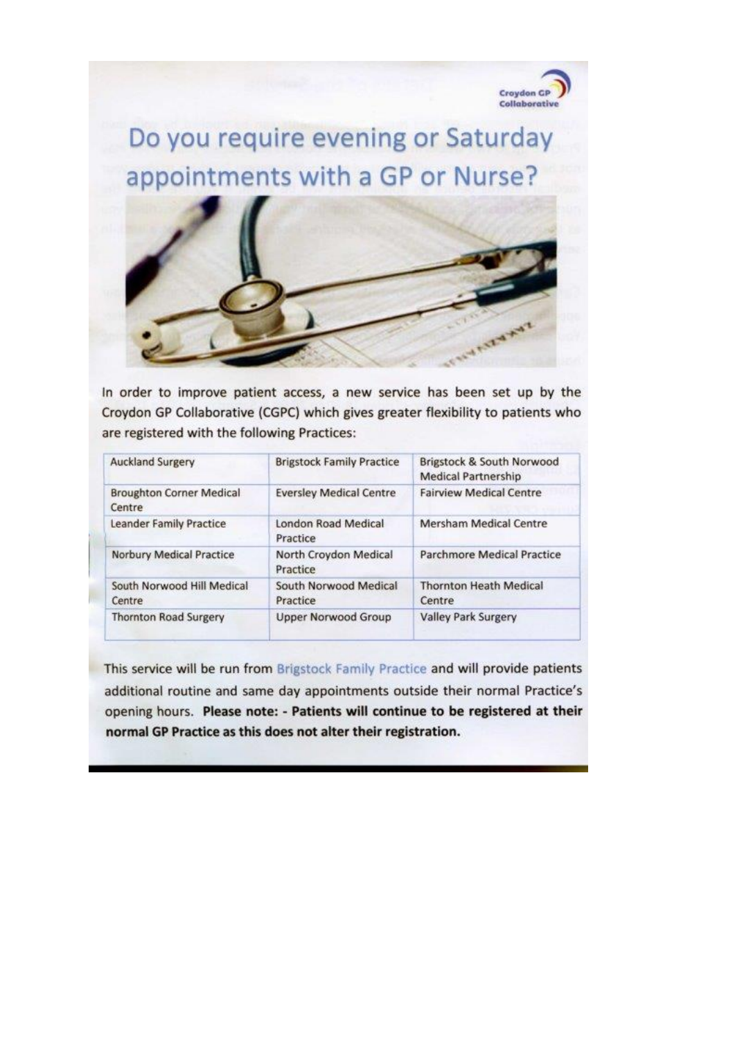Croydon GP Collaborative

# Do you require evening or Saturday appointments with a GP or Nurse?

In order to improve patient access, a new service has been set up by the Croydon GP Collaborative (CGPC) which gives greater flexibility to patients who are registered with the following Practices:

| | | |
|---|---|---|
| Auckland Surgery | Brigstock Family Practice | Brigstock & South Norwood Medical Partnership |
| Broughton Corner Medical Centre | Eversley Medical Centre | Fairview Medical Centre |
| Leander Family Practice | London Road Medical Practice | Mersham Medical Centre |
| Norbury Medical Practice | North Croydon Medical Practice | Parchmore Medical Practice |
| South Norwood Hill Medical Centre | South Norwood Medical Practice | Thornton Heath Medical Centre |
| Thornton Road Surgery | Upper Norwood Group | Valley Park Surgery |

This service will be run from Brigstock Family Practice and will provide patients additional routine and same day appointments outside their normal Practice's opening hours. **Please note: - Patients will continue to be registered at their normal GP Practice as this does not alter their registration.**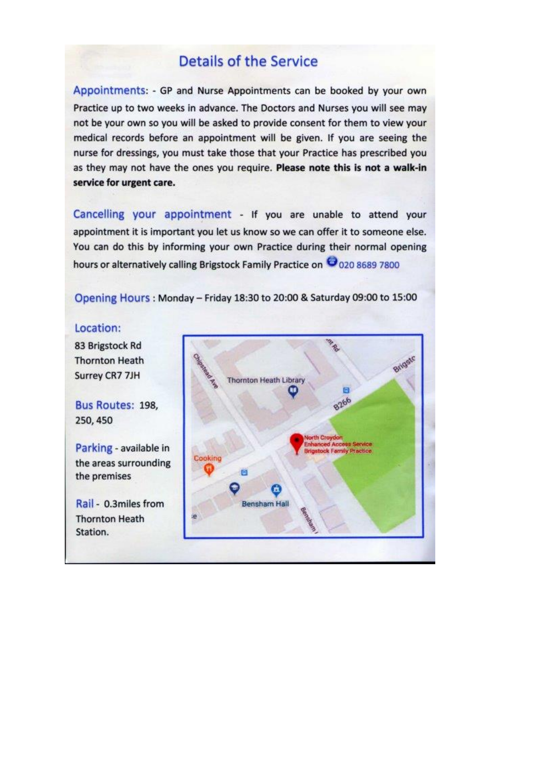# Details of the Service

**Appointments**: - GP and Nurse Appointments can be booked by your own Practice up to two weeks in advance. The Doctors and Nurses you will see may not be your own so you will be asked to provide consent for them to view your medical records before an appointment will be given. If you are seeing the nurse for dressings, you must take those that your Practice has prescribed you as they may not have the ones you require. **Please note this is not a walk-in service for urgent care.**

**Cancelling your appointment** - If you are unable to attend your appointment it is important you let us know so we can offer it to someone else. You can do this by informing your own Practice during their normal opening hours or alternatively calling Brigstock Family Practice on 020 8689 7800

**Opening Hours** : Monday – Friday 18:30 to 20:00 & Saturday 09:00 to 15:00

**Location:**

83 Brigstock Rd
Thornton Heath
Surrey CR7 7JH

**Bus Routes:** 198, 250, 450

**Parking** - available in the areas surrounding the premises

**Rail** - 0.3miles from Thornton Heath Station.

Chipstead Ave
Thornton Heath Library
Brigstock
B266
North Croydon Enhanced Access Service Brigstock Family Practice
Cooking
Bensham Hall
Bensham